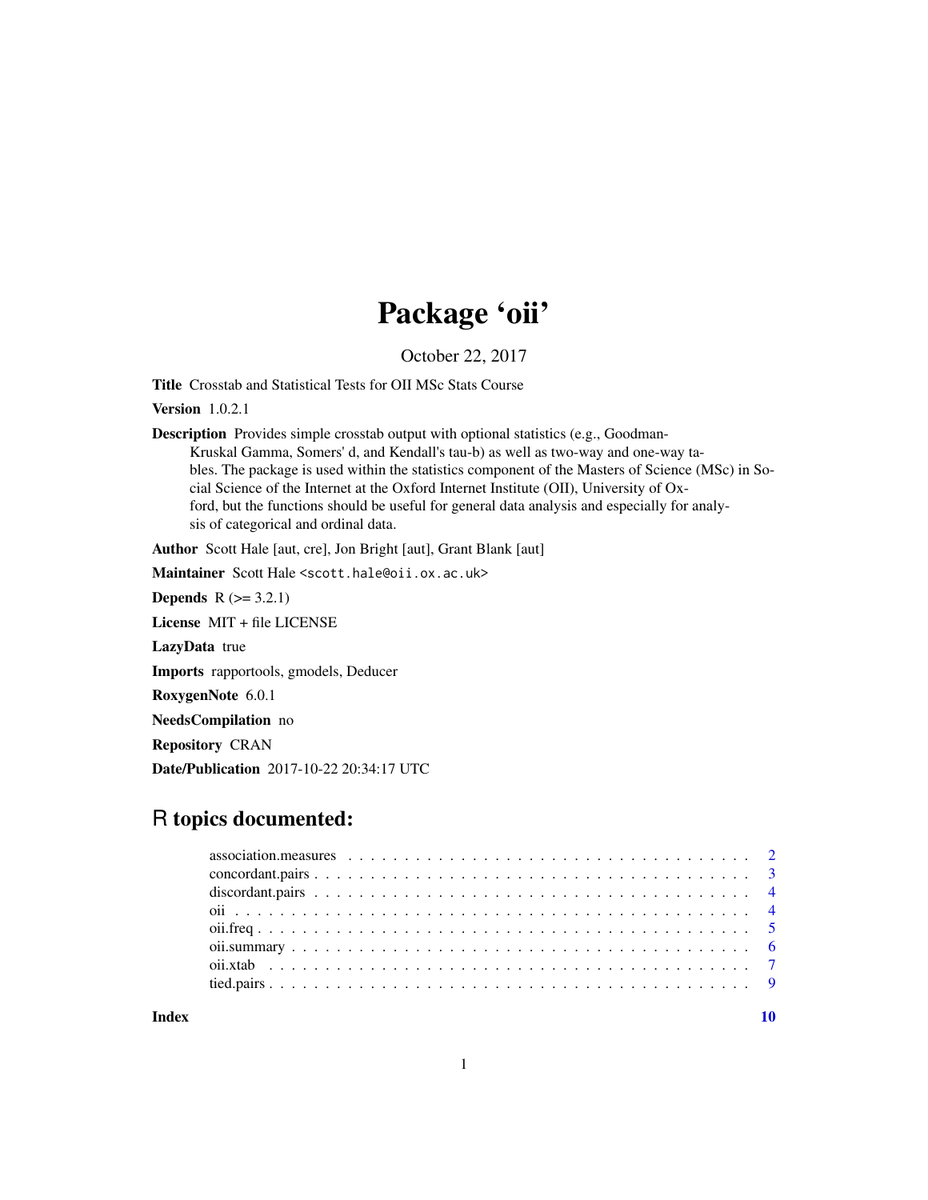# Package 'oii'

October 22, 2017

**Title** Crosstab and Statistical Tests for OII MSc Stats Course

**Version** 1.0.2.1

**Description** Provides simple crosstab output with optional statistics (e.g., Goodman-Kruskal Gamma, Somers' d, and Kendall's tau-b) as well as two-way and one-way tables. The package is used within the statistics component of the Masters of Science (MSc) in Social Science of the Internet at the Oxford Internet Institute (OII), University of Oxford, but the functions should be useful for general data analysis and especially for analysis of categorical and ordinal data.

**Author** Scott Hale [aut, cre], Jon Bright [aut], Grant Blank [aut]

**Maintainer** Scott Hale <scott.hale@oii.ox.ac.uk>

**Depends** R (>= 3.2.1)

**License** MIT + file LICENSE

**LazyData** true

**Imports** rapportools, gmodels, Deducer

**RoxygenNote** 6.0.1

**NeedsCompilation** no

**Repository** CRAN

**Date/Publication** 2017-10-22 20:34:17 UTC

## R topics documented:

- association.measures . . . . . . . . . . . . . . . . . . . . . . . . . . . . . . . . 2
- concordant.pairs . . . . . . . . . . . . . . . . . . . . . . . . . . . . . . . . . . . 3
- discordant.pairs . . . . . . . . . . . . . . . . . . . . . . . . . . . . . . . . . . . 4
- oii . . . . . . . . . . . . . . . . . . . . . . . . . . . . . . . . . . . . . . . . . . 4
- oii.freq . . . . . . . . . . . . . . . . . . . . . . . . . . . . . . . . . . . . . . . 5
- oii.summary . . . . . . . . . . . . . . . . . . . . . . . . . . . . . . . . . . . . . 6
- oii.xtab . . . . . . . . . . . . . . . . . . . . . . . . . . . . . . . . . . . . . . . 7
- tied.pairs . . . . . . . . . . . . . . . . . . . . . . . . . . . . . . . . . . . . . . 9

**Index** **10**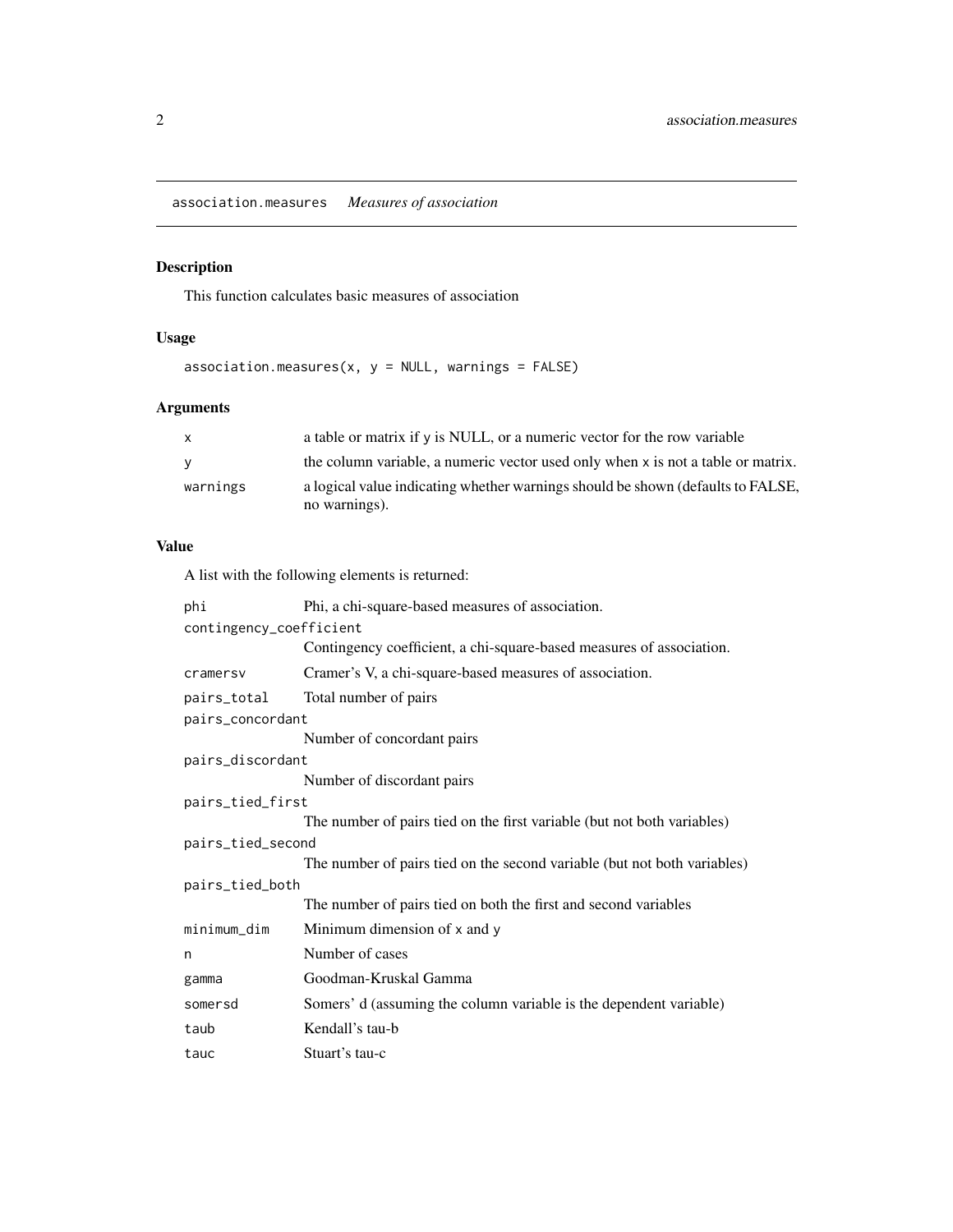## association.measures *Measures of association*

### Description

This function calculates basic measures of association

### Usage

```
association.measures(x, y = NULL, warnings = FALSE)
```

### Arguments

| | |
|---|---|
| x | a table or matrix if y is NULL, or a numeric vector for the row variable |
| y | the column variable, a numeric vector used only when x is not a table or matrix. |
| warnings | a logical value indicating whether warnings should be shown (defaults to FALSE, no warnings). |

### Value

A list with the following elements is returned:

| | |
|---|---|
| phi | Phi, a chi-square-based measures of association. |
| contingency_coefficient | Contingency coefficient, a chi-square-based measures of association. |
| cramersv | Cramer's V, a chi-square-based measures of association. |
| pairs_total | Total number of pairs |
| pairs_concordant | Number of concordant pairs |
| pairs_discordant | Number of discordant pairs |
| pairs_tied_first | The number of pairs tied on the first variable (but not both variables) |
| pairs_tied_second | The number of pairs tied on the second variable (but not both variables) |
| pairs_tied_both | The number of pairs tied on both the first and second variables |
| minimum_dim | Minimum dimension of x and y |
| n | Number of cases |
| gamma | Goodman-Kruskal Gamma |
| somersd | Somers' d (assuming the column variable is the dependent variable) |
| taub | Kendall's tau-b |
| tauc | Stuart's tau-c |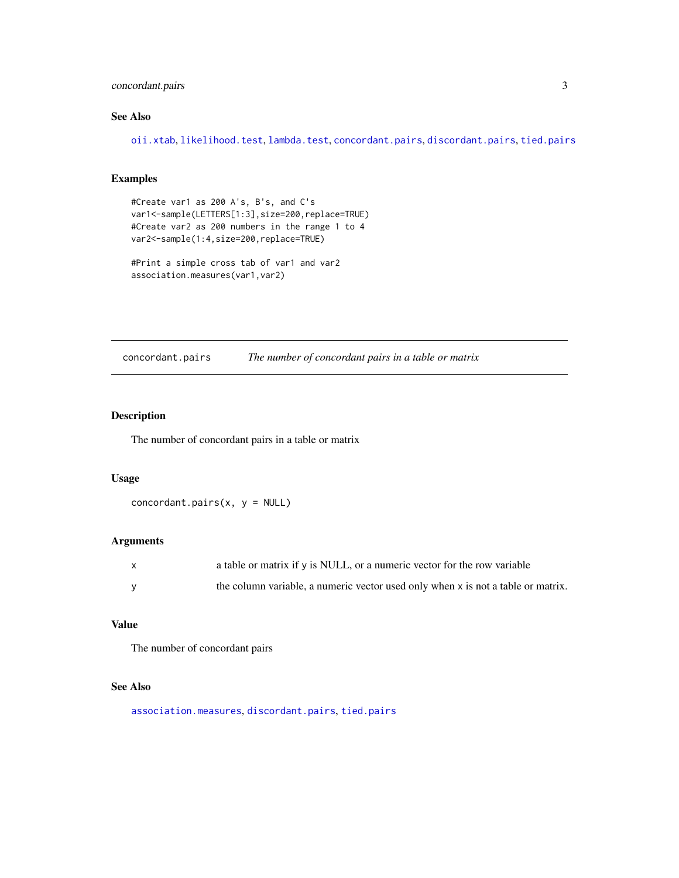### See Also

oii.xtab, likelihood.test, lambda.test, concordant.pairs, discordant.pairs, tied.pairs

### Examples

```
#Create var1 as 200 A's, B's, and C's
var1<-sample(LETTERS[1:3],size=200,replace=TRUE)
#Create var2 as 200 numbers in the range 1 to 4
var2<-sample(1:4,size=200,replace=TRUE)

#Print a simple cross tab of var1 and var2
association.measures(var1,var2)
```

---

## concordant.pairs — *The number of concordant pairs in a table or matrix*

### Description

The number of concordant pairs in a table or matrix

### Usage

```
concordant.pairs(x, y = NULL)
```

### Arguments

| | |
|---|---|
| x | a table or matrix if y is NULL, or a numeric vector for the row variable |
| y | the column variable, a numeric vector used only when x is not a table or matrix. |

### Value

The number of concordant pairs

### See Also

association.measures, discordant.pairs, tied.pairs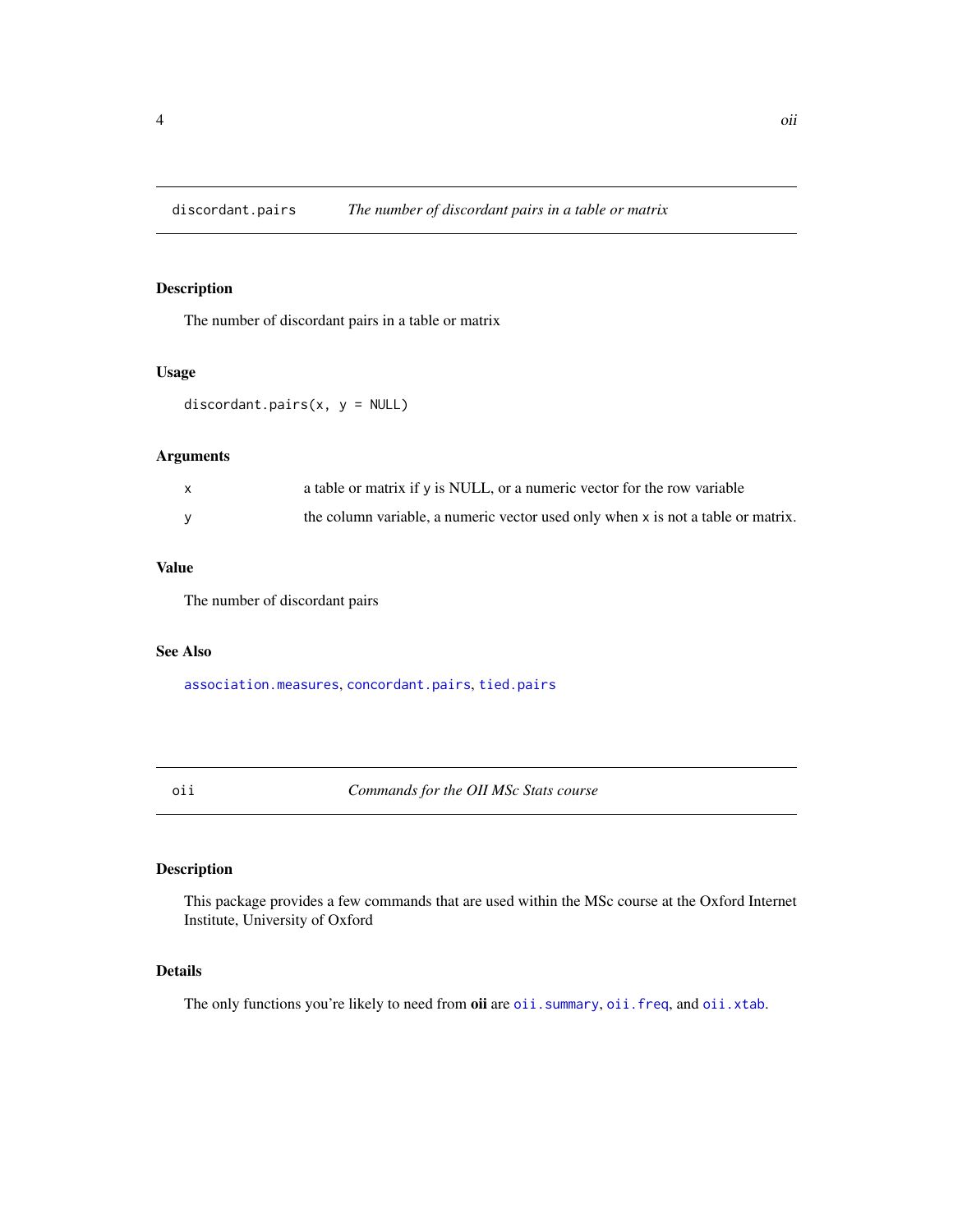## discordant.pairs — *The number of discordant pairs in a table or matrix*

### Description

The number of discordant pairs in a table or matrix

### Usage

```
discordant.pairs(x, y = NULL)
```

### Arguments

| | |
|---|---|
| x | a table or matrix if y is NULL, or a numeric vector for the row variable |
| y | the column variable, a numeric vector used only when x is not a table or matrix. |

### Value

The number of discordant pairs

### See Also

association.measures, concordant.pairs, tied.pairs

## oii — *Commands for the OII MSc Stats course*

### Description

This package provides a few commands that are used within the MSc course at the Oxford Internet Institute, University of Oxford

### Details

The only functions you're likely to need from **oii** are oii.summary, oii.freq, and oii.xtab.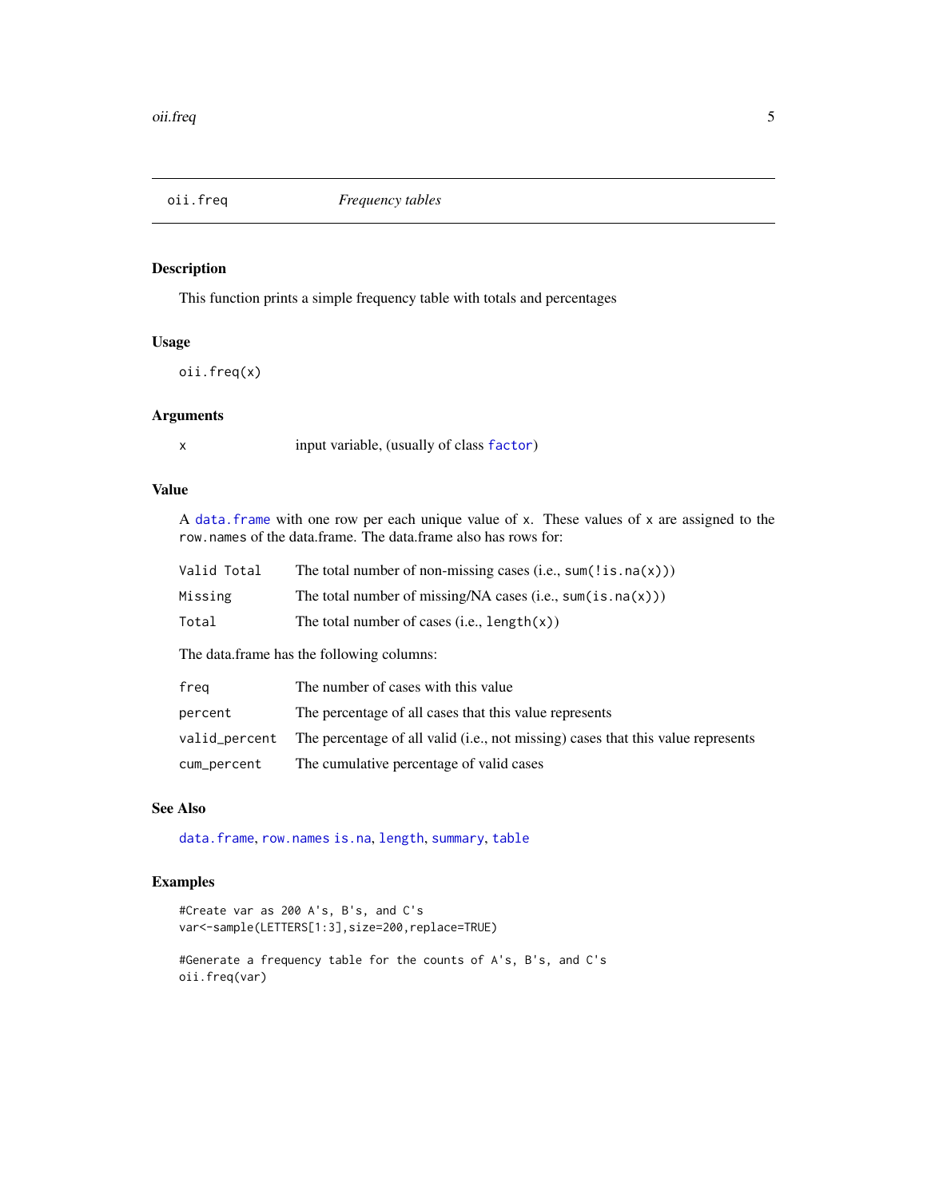# oii.freq — *Frequency tables*

## Description

This function prints a simple frequency table with totals and percentages

## Usage

```
oii.freq(x)
```

## Arguments

| | |
|---|---|
| x | input variable, (usually of class `factor`) |

## Value

A `data.frame` with one row per each unique value of `x`. These values of `x` are assigned to the `row.names` of the data.frame. The data.frame also has rows for:

| | |
|---|---|
| Valid Total | The total number of non-missing cases (i.e., `sum(!is.na(x))`) |
| Missing | The total number of missing/NA cases (i.e., `sum(is.na(x))`) |
| Total | The total number of cases (i.e., `length(x)`) |

The data.frame has the following columns:

| | |
|---|---|
| freq | The number of cases with this value |
| percent | The percentage of all cases that this value represents |
| valid_percent | The percentage of all valid (i.e., not missing) cases that this value represents |
| cum_percent | The cumulative percentage of valid cases |

## See Also

`data.frame`, `row.names` `is.na`, `length`, `summary`, `table`

## Examples

```
#Create var as 200 A's, B's, and C's
var<-sample(LETTERS[1:3],size=200,replace=TRUE)

#Generate a frequency table for the counts of A's, B's, and C's
oii.freq(var)
```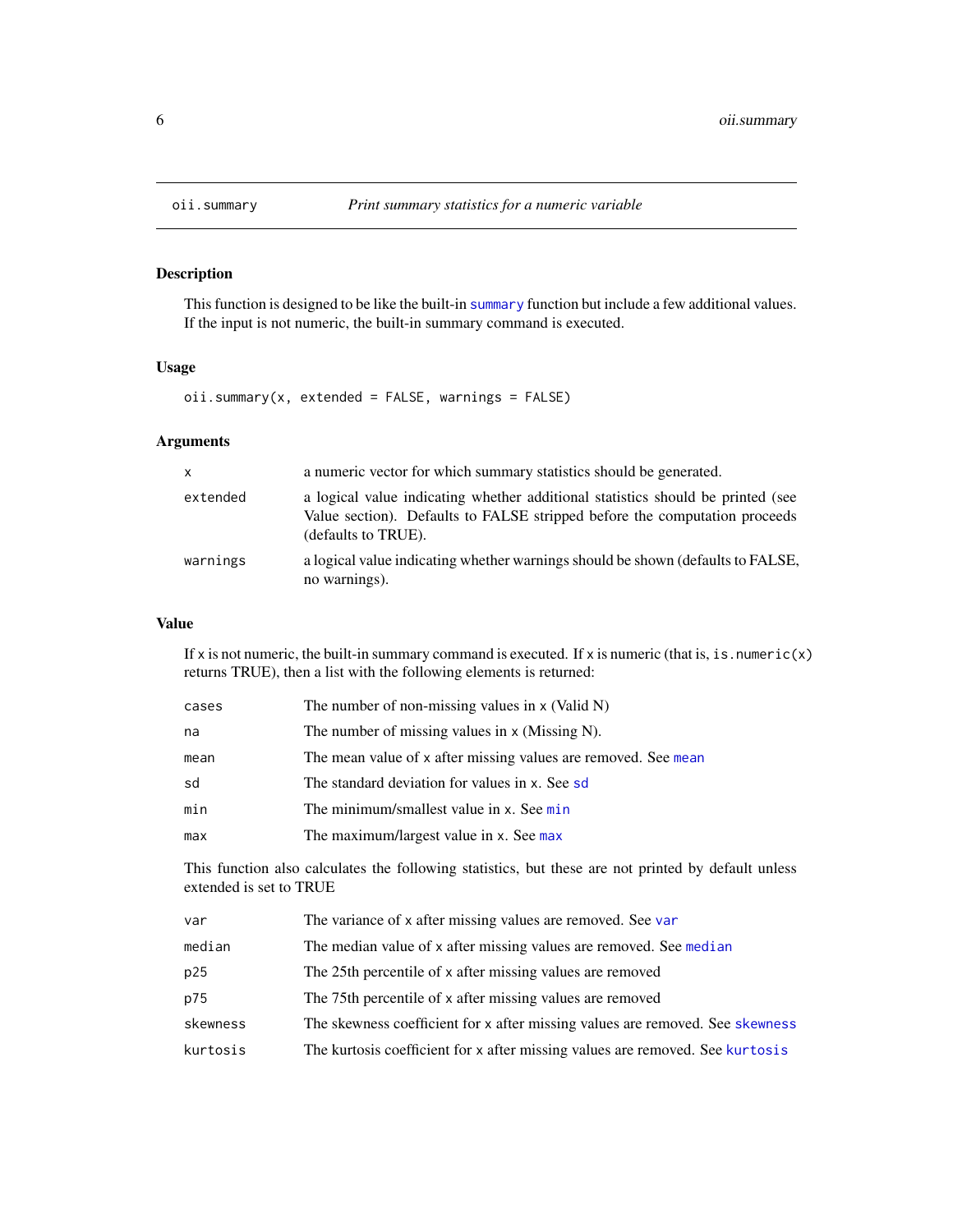oii.summary *Print summary statistics for a numeric variable*

## Description

This function is designed to be like the built-in summary function but include a few additional values. If the input is not numeric, the built-in summary command is executed.

## Usage

```
oii.summary(x, extended = FALSE, warnings = FALSE)
```

## Arguments

| | |
|---|---|
| x | a numeric vector for which summary statistics should be generated. |
| extended | a logical value indicating whether additional statistics should be printed (see Value section). Defaults to FALSE stripped before the computation proceeds (defaults to TRUE). |
| warnings | a logical value indicating whether warnings should be shown (defaults to FALSE, no warnings). |

## Value

If x is not numeric, the built-in summary command is executed. If x is numeric (that is, is.numeric(x) returns TRUE), then a list with the following elements is returned:

| | |
|---|---|
| cases | The number of non-missing values in x (Valid N) |
| na | The number of missing values in x (Missing N). |
| mean | The mean value of x after missing values are removed. See mean |
| sd | The standard deviation for values in x. See sd |
| min | The minimum/smallest value in x. See min |
| max | The maximum/largest value in x. See max |

This function also calculates the following statistics, but these are not printed by default unless extended is set to TRUE

| | |
|---|---|
| var | The variance of x after missing values are removed. See var |
| median | The median value of x after missing values are removed. See median |
| p25 | The 25th percentile of x after missing values are removed |
| p75 | The 75th percentile of x after missing values are removed |
| skewness | The skewness coefficient for x after missing values are removed. See skewness |
| kurtosis | The kurtosis coefficient for x after missing values are removed. See kurtosis |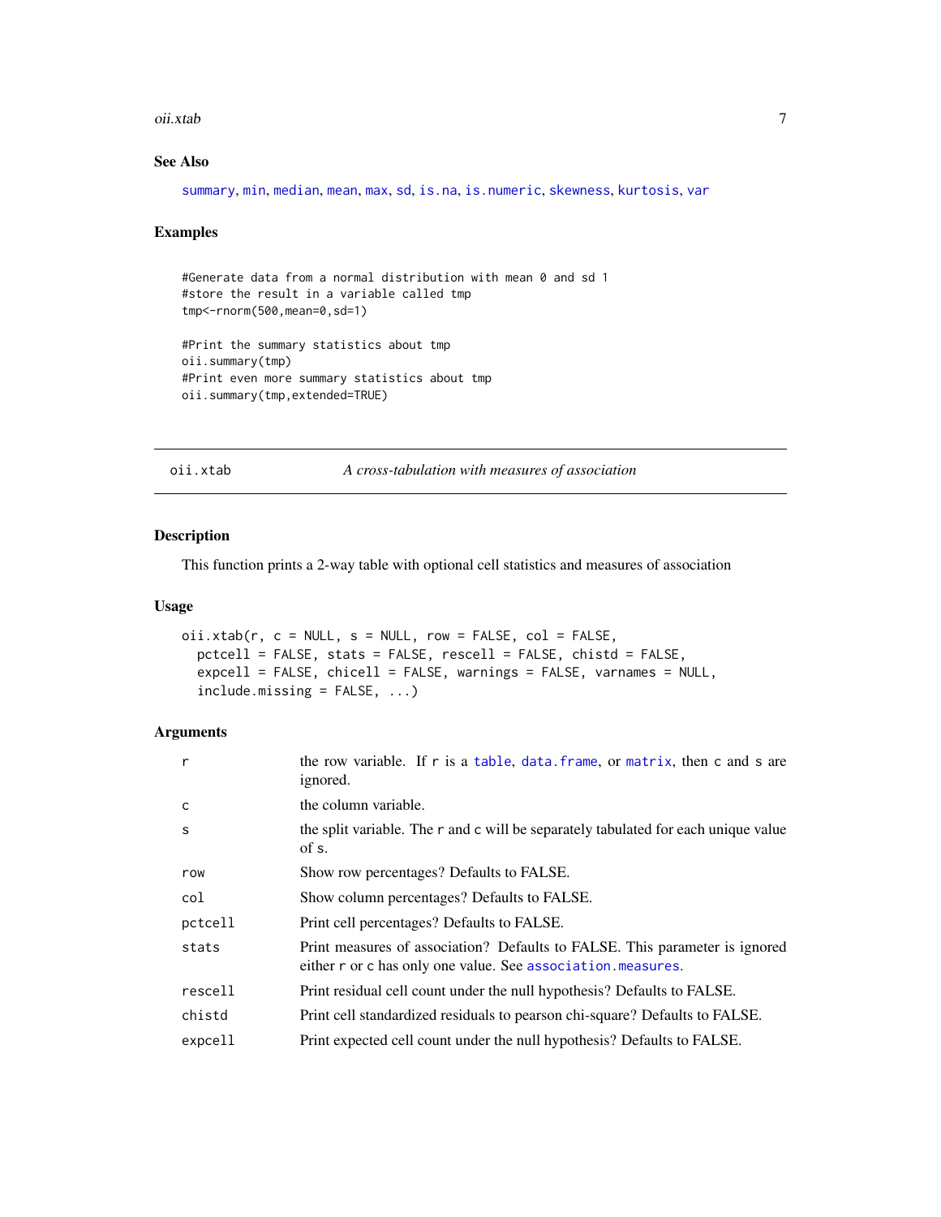### See Also

summary, min, median, mean, max, sd, is.na, is.numeric, skewness, kurtosis, var

### Examples

```
#Generate data from a normal distribution with mean 0 and sd 1
#store the result in a variable called tmp
tmp<-rnorm(500,mean=0,sd=1)

#Print the summary statistics about tmp
oii.summary(tmp)
#Print even more summary statistics about tmp
oii.summary(tmp,extended=TRUE)
```

---

## oii.xtab — *A cross-tabulation with measures of association*

### Description

This function prints a 2-way table with optional cell statistics and measures of association

### Usage

```
oii.xtab(r, c = NULL, s = NULL, row = FALSE, col = FALSE,
  pctcell = FALSE, stats = FALSE, rescell = FALSE, chistd = FALSE,
  expcell = FALSE, chicell = FALSE, warnings = FALSE, varnames = NULL,
  include.missing = FALSE, ...)
```

### Arguments

| | |
|---|---|
| `r` | the row variable. If `r` is a `table`, `data.frame`, or `matrix`, then `c` and `s` are ignored. |
| `c` | the column variable. |
| `s` | the split variable. The `r` and `c` will be separately tabulated for each unique value of `s`. |
| `row` | Show row percentages? Defaults to FALSE. |
| `col` | Show column percentages? Defaults to FALSE. |
| `pctcell` | Print cell percentages? Defaults to FALSE. |
| `stats` | Print measures of association? Defaults to FALSE. This parameter is ignored either `r` or `c` has only one value. See `association.measures`. |
| `rescell` | Print residual cell count under the null hypothesis? Defaults to FALSE. |
| `chistd` | Print cell standardized residuals to pearson chi-square? Defaults to FALSE. |
| `expcell` | Print expected cell count under the null hypothesis? Defaults to FALSE. |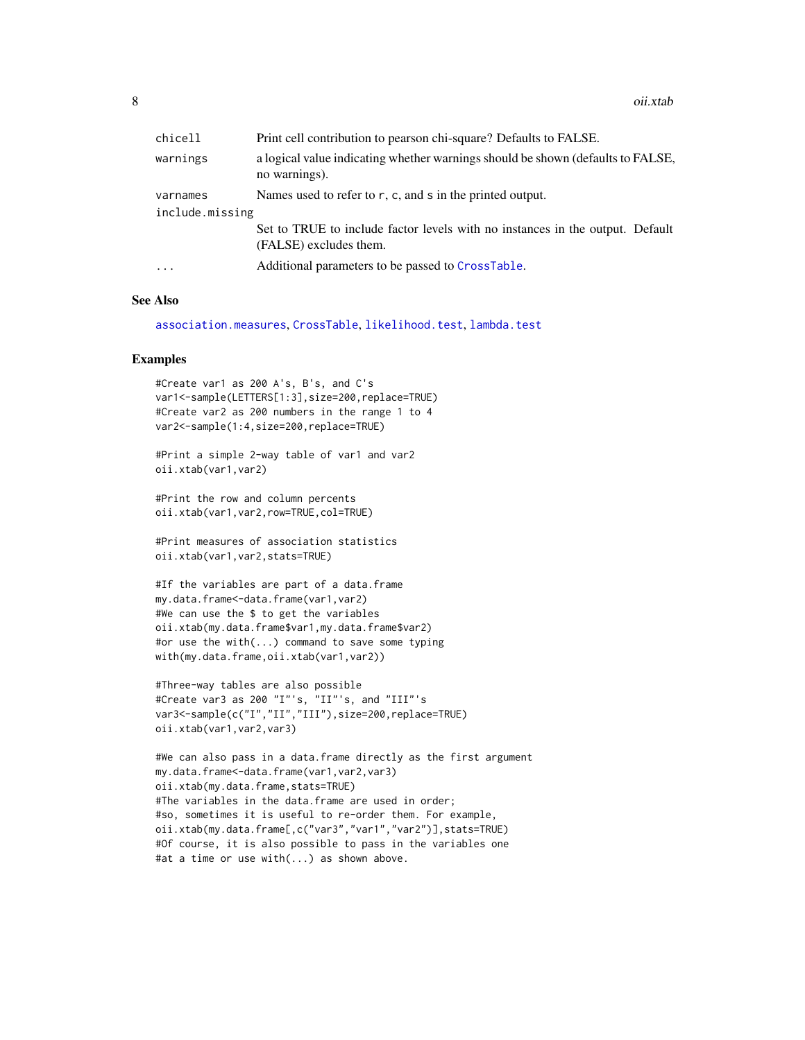| | |
|---|---|
| chicell | Print cell contribution to pearson chi-square? Defaults to FALSE. |
| warnings | a logical value indicating whether warnings should be shown (defaults to FALSE, no warnings). |
| varnames | Names used to refer to r, c, and s in the printed output. |
| include.missing | Set to TRUE to include factor levels with no instances in the output. Default (FALSE) excludes them. |
| ... | Additional parameters to be passed to CrossTable. |

## See Also

association.measures, CrossTable, likelihood.test, lambda.test

## Examples

```
#Create var1 as 200 A's, B's, and C's
var1<-sample(LETTERS[1:3],size=200,replace=TRUE)
#Create var2 as 200 numbers in the range 1 to 4
var2<-sample(1:4,size=200,replace=TRUE)

#Print a simple 2-way table of var1 and var2
oii.xtab(var1,var2)

#Print the row and column percents
oii.xtab(var1,var2,row=TRUE,col=TRUE)

#Print measures of association statistics
oii.xtab(var1,var2,stats=TRUE)

#If the variables are part of a data.frame
my.data.frame<-data.frame(var1,var2)
#We can use the $ to get the variables
oii.xtab(my.data.frame$var1,my.data.frame$var2)
#or use the with(...) command to save some typing
with(my.data.frame,oii.xtab(var1,var2))

#Three-way tables are also possible
#Create var3 as 200 "I"'s, "II"'s, and "III"'s
var3<-sample(c("I","II","III"),size=200,replace=TRUE)
oii.xtab(var1,var2,var3)

#We can also pass in a data.frame directly as the first argument
my.data.frame<-data.frame(var1,var2,var3)
oii.xtab(my.data.frame,stats=TRUE)
#The variables in the data.frame are used in order;
#so, sometimes it is useful to re-order them. For example,
oii.xtab(my.data.frame[,c("var3","var1","var2")],stats=TRUE)
#Of course, it is also possible to pass in the variables one
#at a time or use with(...) as shown above.
```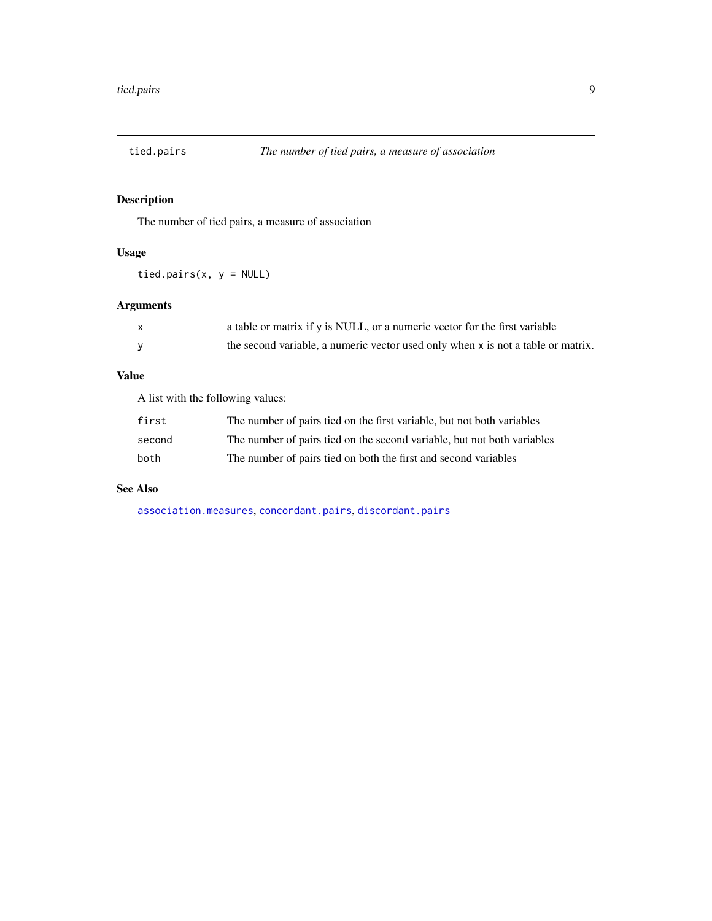# tied.pairs — *The number of tied pairs, a measure of association*

## Description

The number of tied pairs, a measure of association

## Usage

```
tied.pairs(x, y = NULL)
```

## Arguments

| | |
|---|---|
| `x` | a table or matrix if `y` is NULL, or a numeric vector for the first variable |
| `y` | the second variable, a numeric vector used only when `x` is not a table or matrix. |

## Value

A list with the following values:

| | |
|---|---|
| `first` | The number of pairs tied on the first variable, but not both variables |
| `second` | The number of pairs tied on the second variable, but not both variables |
| `both` | The number of pairs tied on both the first and second variables |

## See Also

`association.measures`, `concordant.pairs`, `discordant.pairs`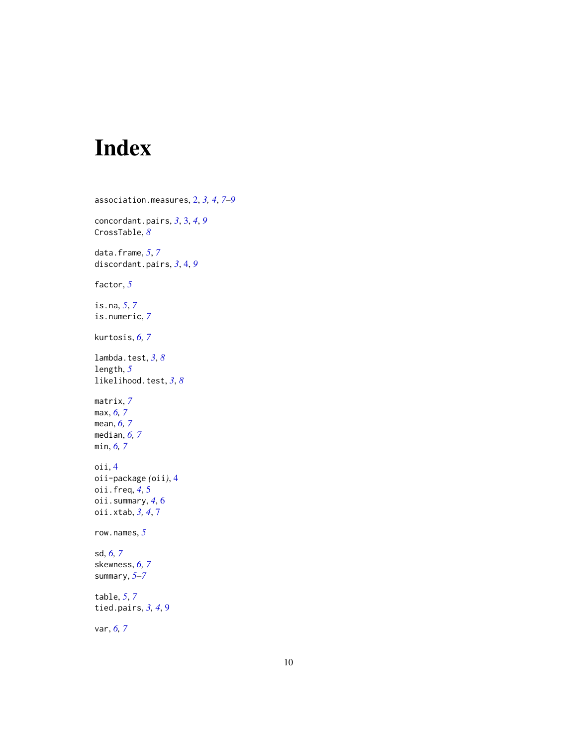# Index

association.measures, 2, *3, 4*, *7–9*

concordant.pairs, *3*, 3, *4*, *9*
CrossTable, *8*

data.frame, *5*, *7*
discordant.pairs, *3*, 4, *9*

factor, *5*

is.na, *5*, *7*
is.numeric, *7*

kurtosis, *6, 7*

lambda.test, *3*, *8*
length, *5*
likelihood.test, *3*, *8*

matrix, *7*
max, *6, 7*
mean, *6, 7*
median, *6, 7*
min, *6, 7*

oii, 4
oii-package *(*oii*)*, 4
oii.freq, *4*, 5
oii.summary, *4*, 6
oii.xtab, *3, 4*, 7

row.names, *5*

sd, *6, 7*
skewness, *6, 7*
summary, *5–7*

table, *5*, *7*
tied.pairs, *3, 4*, 9

var, *6, 7*